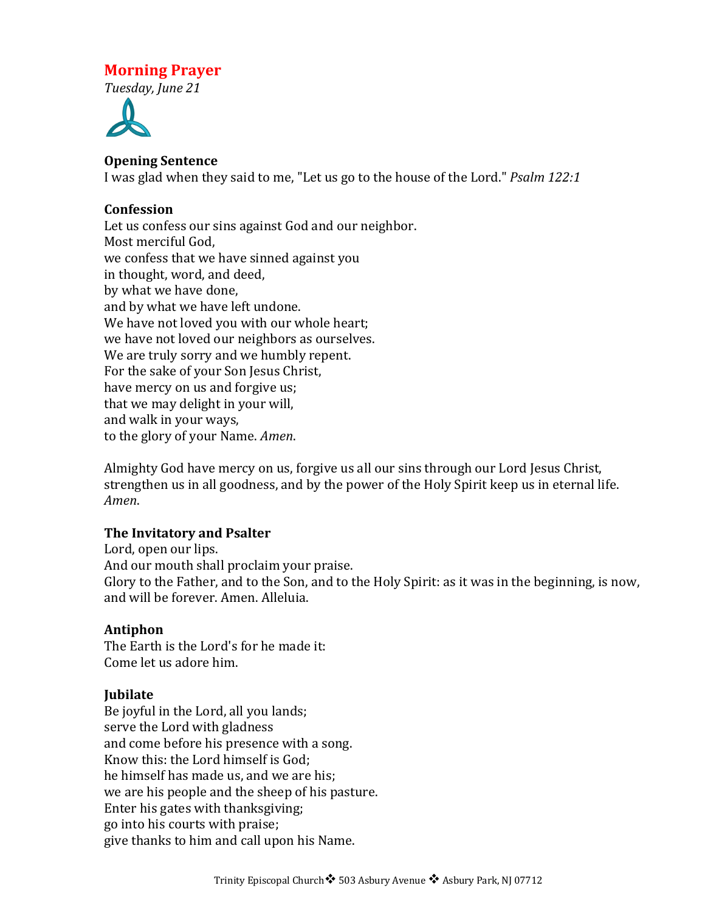# Morning Prayer

*Tuesday, June 21*

**Opening Sentence**
I was glad when they said to me, "Let us go to the house of the Lord." *Psalm 122:1*

**Confession**
Let us confess our sins against God and our neighbor.
Most merciful God,
we confess that we have sinned against you
in thought, word, and deed,
by what we have done,
and by what we have left undone.
We have not loved you with our whole heart;
we have not loved our neighbors as ourselves.
We are truly sorry and we humbly repent.
For the sake of your Son Jesus Christ,
have mercy on us and forgive us;
that we may delight in your will,
and walk in your ways,
to the glory of your Name. *Amen*.

Almighty God have mercy on us, forgive us all our sins through our Lord Jesus Christ, strengthen us in all goodness, and by the power of the Holy Spirit keep us in eternal life. *Amen*.

**The Invitatory and Psalter**
Lord, open our lips.
And our mouth shall proclaim your praise.
Glory to the Father, and to the Son, and to the Holy Spirit: as it was in the beginning, is now, and will be forever. Amen. Alleluia.

**Antiphon**
The Earth is the Lord's for he made it:
Come let us adore him.

**Jubilate**
Be joyful in the Lord, all you lands;
serve the Lord with gladness
and come before his presence with a song.
Know this: the Lord himself is God;
he himself has made us, and we are his;
we are his people and the sheep of his pasture.
Enter his gates with thanksgiving;
go into his courts with praise;
give thanks to him and call upon his Name.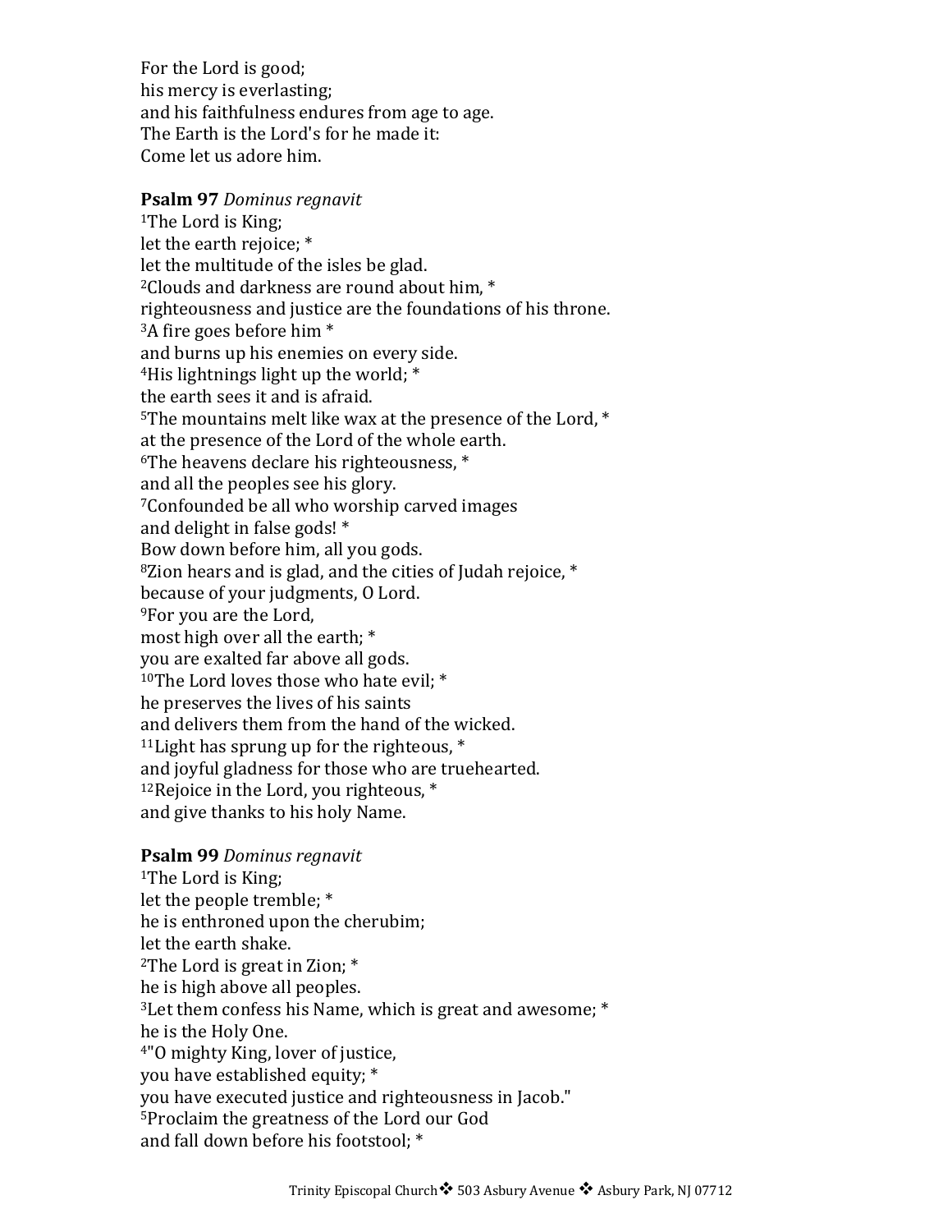For the Lord is good;
his mercy is everlasting;
and his faithfulness endures from age to age.
The Earth is the Lord's for he made it:
Come let us adore him.

**Psalm 97** *Dominus regnavit*
[1]The Lord is King;
let the earth rejoice; *
let the multitude of the isles be glad.
[2]Clouds and darkness are round about him, *
righteousness and justice are the foundations of his throne.
[3]A fire goes before him *
and burns up his enemies on every side.
[4]His lightnings light up the world; *
the earth sees it and is afraid.
[5]The mountains melt like wax at the presence of the Lord, *
at the presence of the Lord of the whole earth.
[6]The heavens declare his righteousness, *
and all the peoples see his glory.
[7]Confounded be all who worship carved images
and delight in false gods! *
Bow down before him, all you gods.
[8]Zion hears and is glad, and the cities of Judah rejoice, *
because of your judgments, O Lord.
[9]For you are the Lord,
most high over all the earth; *
you are exalted far above all gods.
[10]The Lord loves those who hate evil; *
he preserves the lives of his saints
and delivers them from the hand of the wicked.
[11]Light has sprung up for the righteous, *
and joyful gladness for those who are truehearted.
[12]Rejoice in the Lord, you righteous, *
and give thanks to his holy Name.

**Psalm 99** *Dominus regnavit*
[1]The Lord is King;
let the people tremble; *
he is enthroned upon the cherubim;
let the earth shake.
[2]The Lord is great in Zion; *
he is high above all peoples.
[3]Let them confess his Name, which is great and awesome; *
he is the Holy One.
[4]"O mighty King, lover of justice,
you have established equity; *
you have executed justice and righteousness in Jacob."
[5]Proclaim the greatness of the Lord our God
and fall down before his footstool; *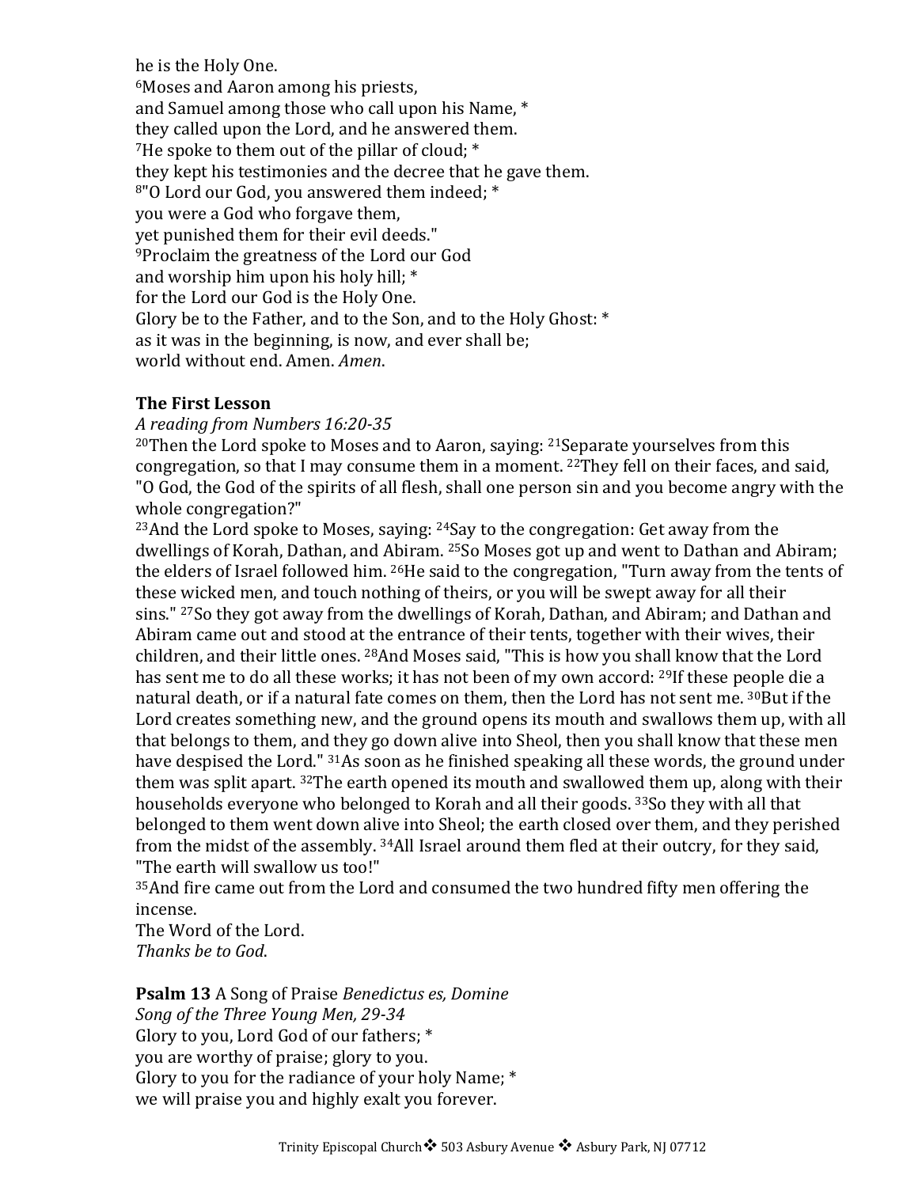he is the Holy One.
6Moses and Aaron among his priests,
and Samuel among those who call upon his Name, *
they called upon the Lord, and he answered them.
7He spoke to them out of the pillar of cloud; *
they kept his testimonies and the decree that he gave them.
8"O Lord our God, you answered them indeed; *
you were a God who forgave them,
yet punished them for their evil deeds."
9Proclaim the greatness of the Lord our God
and worship him upon his holy hill; *
for the Lord our God is the Holy One.
Glory be to the Father, and to the Son, and to the Holy Ghost: *
as it was in the beginning, is now, and ever shall be;
world without end. Amen. *Amen*.

**The First Lesson**

*A reading from Numbers 16:20-35*

20Then the Lord spoke to Moses and to Aaron, saying: 21Separate yourselves from this congregation, so that I may consume them in a moment. 22They fell on their faces, and said, "O God, the God of the spirits of all flesh, shall one person sin and you become angry with the whole congregation?"

23And the Lord spoke to Moses, saying: 24Say to the congregation: Get away from the dwellings of Korah, Dathan, and Abiram. 25So Moses got up and went to Dathan and Abiram; the elders of Israel followed him. 26He said to the congregation, "Turn away from the tents of these wicked men, and touch nothing of theirs, or you will be swept away for all their sins." 27So they got away from the dwellings of Korah, Dathan, and Abiram; and Dathan and Abiram came out and stood at the entrance of their tents, together with their wives, their children, and their little ones. 28And Moses said, "This is how you shall know that the Lord has sent me to do all these works; it has not been of my own accord: 29If these people die a natural death, or if a natural fate comes on them, then the Lord has not sent me. 30But if the Lord creates something new, and the ground opens its mouth and swallows them up, with all that belongs to them, and they go down alive into Sheol, then you shall know that these men have despised the Lord." 31As soon as he finished speaking all these words, the ground under them was split apart. 32The earth opened its mouth and swallowed them up, along with their households everyone who belonged to Korah and all their goods. 33So they with all that belonged to them went down alive into Sheol; the earth closed over them, and they perished from the midst of the assembly. 34All Israel around them fled at their outcry, for they said, "The earth will swallow us too!"

35And fire came out from the Lord and consumed the two hundred fifty men offering the incense.
The Word of the Lord.
*Thanks be to God*.

**Psalm 13** A Song of Praise *Benedictus es, Domine*
*Song of the Three Young Men, 29-34*
Glory to you, Lord God of our fathers; *
you are worthy of praise; glory to you.
Glory to you for the radiance of your holy Name; *
we will praise you and highly exalt you forever.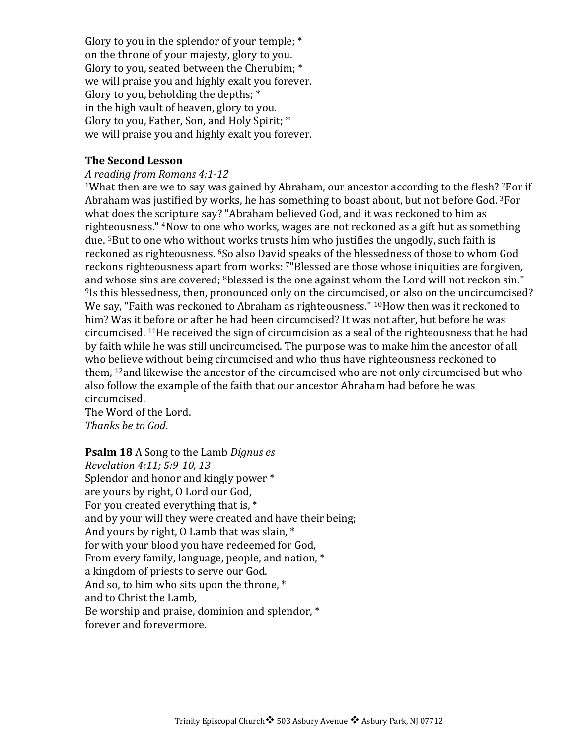Glory to you in the splendor of your temple; *
on the throne of your majesty, glory to you.
Glory to you, seated between the Cherubim; *
we will praise you and highly exalt you forever.
Glory to you, beholding the depths; *
in the high vault of heaven, glory to you.
Glory to you, Father, Son, and Holy Spirit; *
we will praise you and highly exalt you forever.

**The Second Lesson**

*A reading from Romans 4:1-12*

[1]What then are we to say was gained by Abraham, our ancestor according to the flesh? [2]For if Abraham was justified by works, he has something to boast about, but not before God. [3]For what does the scripture say? "Abraham believed God, and it was reckoned to him as righteousness." [4]Now to one who works, wages are not reckoned as a gift but as something due. [5]But to one who without works trusts him who justifies the ungodly, such faith is reckoned as righteousness. [6]So also David speaks of the blessedness of those to whom God reckons righteousness apart from works: [7]"Blessed are those whose iniquities are forgiven, and whose sins are covered; [8]blessed is the one against whom the Lord will not reckon sin." [9]Is this blessedness, then, pronounced only on the circumcised, or also on the uncircumcised? We say, "Faith was reckoned to Abraham as righteousness." [10]How then was it reckoned to him? Was it before or after he had been circumcised? It was not after, but before he was circumcised. [11]He received the sign of circumcision as a seal of the righteousness that he had by faith while he was still uncircumcised. The purpose was to make him the ancestor of all who believe without being circumcised and who thus have righteousness reckoned to them, [12]and likewise the ancestor of the circumcised who are not only circumcised but who also follow the example of the faith that our ancestor Abraham had before he was circumcised.
The Word of the Lord.
*Thanks be to God*.

**Psalm 18** A Song to the Lamb *Dignus es*

*Revelation 4:11; 5:9-10, 13*

Splendor and honor and kingly power *
are yours by right, O Lord our God,
For you created everything that is, *
and by your will they were created and have their being;
And yours by right, O Lamb that was slain, *
for with your blood you have redeemed for God,
From every family, language, people, and nation, *
a kingdom of priests to serve our God.
And so, to him who sits upon the throne, *
and to Christ the Lamb,
Be worship and praise, dominion and splendor, *
forever and forevermore.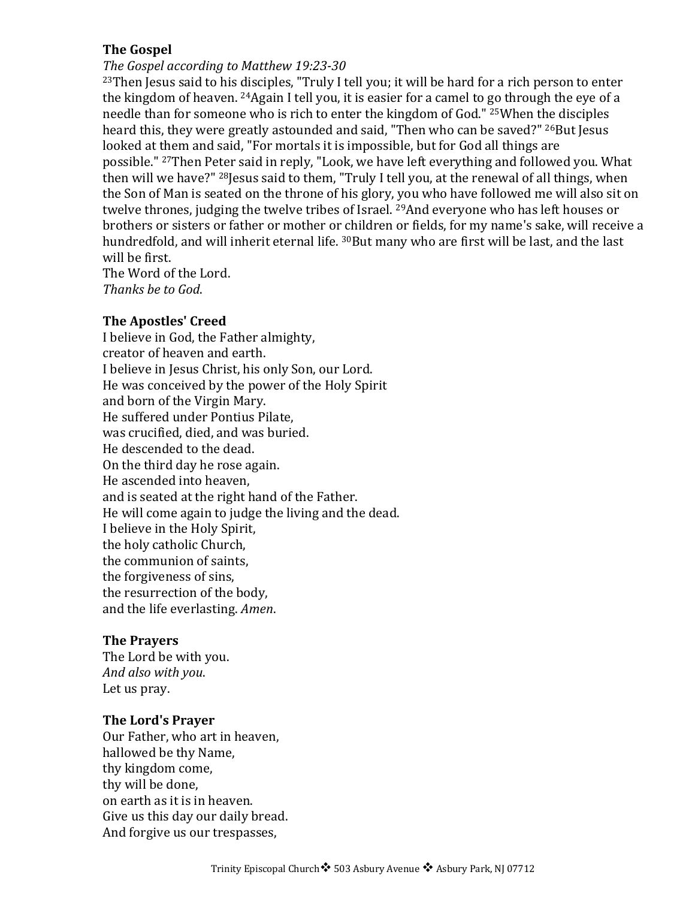**The Gospel**

*The Gospel according to Matthew 19:23-30*

[23]Then Jesus said to his disciples, "Truly I tell you; it will be hard for a rich person to enter the kingdom of heaven. [24]Again I tell you, it is easier for a camel to go through the eye of a needle than for someone who is rich to enter the kingdom of God." [25]When the disciples heard this, they were greatly astounded and said, "Then who can be saved?" [26]But Jesus looked at them and said, "For mortals it is impossible, but for God all things are possible." [27]Then Peter said in reply, "Look, we have left everything and followed you. What then will we have?" [28]Jesus said to them, "Truly I tell you, at the renewal of all things, when the Son of Man is seated on the throne of his glory, you who have followed me will also sit on twelve thrones, judging the twelve tribes of Israel. [29]And everyone who has left houses or brothers or sisters or father or mother or children or fields, for my name's sake, will receive a hundredfold, and will inherit eternal life. [30]But many who are first will be last, and the last will be first.

The Word of the Lord.

*Thanks be to God*.

**The Apostles' Creed**

I believe in God, the Father almighty,
creator of heaven and earth.
I believe in Jesus Christ, his only Son, our Lord.
He was conceived by the power of the Holy Spirit
and born of the Virgin Mary.
He suffered under Pontius Pilate,
was crucified, died, and was buried.
He descended to the dead.
On the third day he rose again.
He ascended into heaven,
and is seated at the right hand of the Father.
He will come again to judge the living and the dead.
I believe in the Holy Spirit,
the holy catholic Church,
the communion of saints,
the forgiveness of sins,
the resurrection of the body,
and the life everlasting. *Amen*.

**The Prayers**

The Lord be with you.
*And also with you*.
Let us pray.

**The Lord's Prayer**

Our Father, who art in heaven,
hallowed be thy Name,
thy kingdom come,
thy will be done,
on earth as it is in heaven.
Give us this day our daily bread.
And forgive us our trespasses,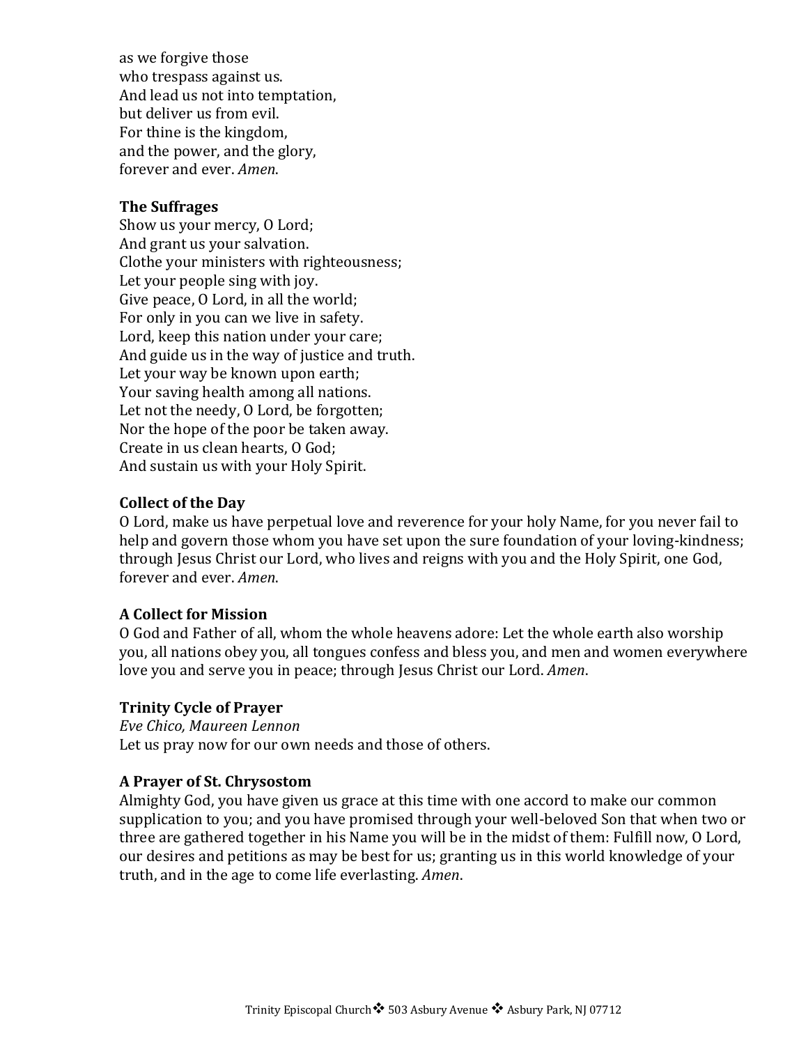as we forgive those
who trespass against us.
And lead us not into temptation,
but deliver us from evil.
For thine is the kingdom,
and the power, and the glory,
forever and ever. *Amen*.

**The Suffrages**
Show us your mercy, O Lord;
And grant us your salvation.
Clothe your ministers with righteousness;
Let your people sing with joy.
Give peace, O Lord, in all the world;
For only in you can we live in safety.
Lord, keep this nation under your care;
And guide us in the way of justice and truth.
Let your way be known upon earth;
Your saving health among all nations.
Let not the needy, O Lord, be forgotten;
Nor the hope of the poor be taken away.
Create in us clean hearts, O God;
And sustain us with your Holy Spirit.

**Collect of the Day**
O Lord, make us have perpetual love and reverence for your holy Name, for you never fail to help and govern those whom you have set upon the sure foundation of your loving-kindness; through Jesus Christ our Lord, who lives and reigns with you and the Holy Spirit, one God, forever and ever. *Amen*.

**A Collect for Mission**
O God and Father of all, whom the whole heavens adore: Let the whole earth also worship you, all nations obey you, all tongues confess and bless you, and men and women everywhere love you and serve you in peace; through Jesus Christ our Lord. *Amen*.

**Trinity Cycle of Prayer**
*Eve Chico, Maureen Lennon*
Let us pray now for our own needs and those of others.

**A Prayer of St. Chrysostom**
Almighty God, you have given us grace at this time with one accord to make our common supplication to you; and you have promised through your well-beloved Son that when two or three are gathered together in his Name you will be in the midst of them: Fulfill now, O Lord, our desires and petitions as may be best for us; granting us in this world knowledge of your truth, and in the age to come life everlasting. *Amen*.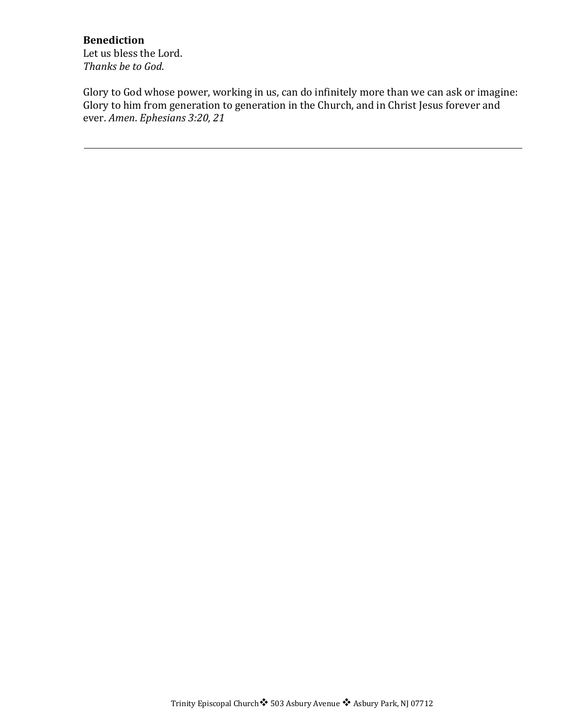**Benediction**
Let us bless the Lord.
*Thanks be to God.*

Glory to God whose power, working in us, can do infinitely more than we can ask or imagine: Glory to him from generation to generation in the Church, and in Christ Jesus forever and ever. *Amen*. *Ephesians 3:20, 21*

---